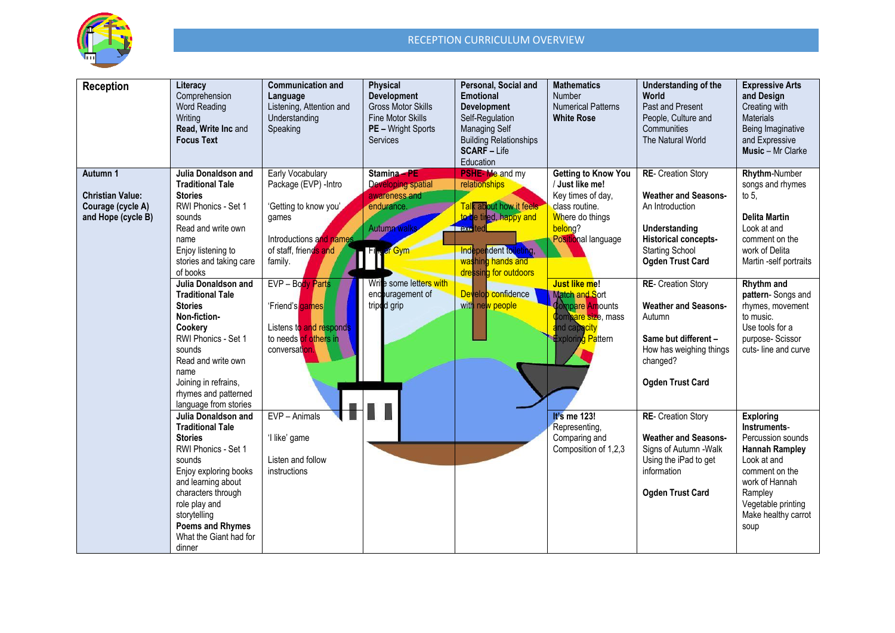# RECEPTION CURRICULUM OVERVIEW

| Reception | Literacy<br>Comprehension<br>Word Reading<br>Writing<br>**Read, Write Inc** and **Focus Text** | **Communication and Language**<br>Listening, Attention and Understanding<br>Speaking | **Physical Development**<br>Gross Motor Skills<br>Fine Motor Skills<br>**PE** – Wright Sports Services | **Personal, Social and Emotional Development**<br>Self-Regulation<br>Managing Self<br>Building Relationships<br>**SCARF** – Life Education | **Mathematics**<br>Number<br>Numerical Patterns<br>**White Rose** | **Understanding of the World**<br>Past and Present<br>People, Culture and Communities<br>The Natural World | **Expressive Arts and Design**<br>Creating with Materials<br>Being Imaginative and Expressive<br>**Music** – Mr Clarke |
|---|---|---|---|---|---|---|---|
| **Autumn 1**<br><br>**Christian Value: Courage (cycle A) and Hope (cycle B)** | **Julia Donaldson and Traditional Tale Stories**<br>RWI Phonics - Set 1 sounds<br>Read and write own name<br>Enjoy listening to stories and taking care of books | Early Vocabulary Package (EVP) -Intro<br><br>'Getting to know you' games<br><br>Introductions and names of staff, friends and family. | **Stamina – PE**<br>Developing spatial awareness and endurance.<br><br>Autumn walks<br><br>Finger Gym | **PSHE- Me** and my relationships<br><br>Talk about how it feels to be tired, happy and excited<br><br>Independent toileting, washing hands and dressing for outdoors | **Getting to Know You / Just like me!**<br>Key times of day, class routine.<br>Where do things belong?<br>Positional language | **RE**- Creation Story<br><br>**Weather and Seasons-** An Introduction<br><br>**Understanding Historical concepts-** Starting School<br>**Ogden Trust Card** | **Rhythm**-Number songs and rhymes to 5,<br><br>**Delita Martin**<br>Look at and comment on the work of Delita Martin -self portraits |
| | **Julia Donaldson and Traditional Tale Stories**<br>**Non-fiction- Cookery**<br>RWI Phonics - Set 1 sounds<br>Read and write own name<br>Joining in refrains, rhymes and patterned language from stories | EVP – Body Parts<br><br>'Friend's games<br><br>Listens to and responds to needs of others in conversation. | Write some letters with encouragement of tripod grip | Develop confidence with new people | **Just like me!**<br>Match and Sort<br>Compare Amounts<br>Compare size, mass and capacity<br>Exploring Pattern | **RE**- Creation Story<br><br>**Weather and Seasons-** Autumn<br><br>**Same but different –** How has weighing things changed?<br><br>**Ogden Trust Card** | **Rhythm and pattern**- Songs and rhymes, movement to music.<br>Use tools for a purpose- Scissor cuts- line and curve |
| | **Julia Donaldson and Traditional Tale Stories**<br>RWI Phonics - Set 1 sounds<br>Enjoy exploring books and learning about characters through role play and storytelling<br>**Poems and Rhymes**<br>What the Giant had for dinner | EVP – Animals<br><br>'I like' game<br><br>Listen and follow instructions | | | **It's me 123!**<br>Representing, Comparing and Composition of 1,2,3 | **RE**- Creation Story<br><br>**Weather and Seasons-** Signs of Autumn -Walk Using the iPad to get information<br><br>**Ogden Trust Card** | **Exploring Instruments-** Percussion sounds<br>**Hannah Rampley**<br>Look at and comment on the work of Hannah Rampley<br>Vegetable printing<br>Make healthy carrot soup |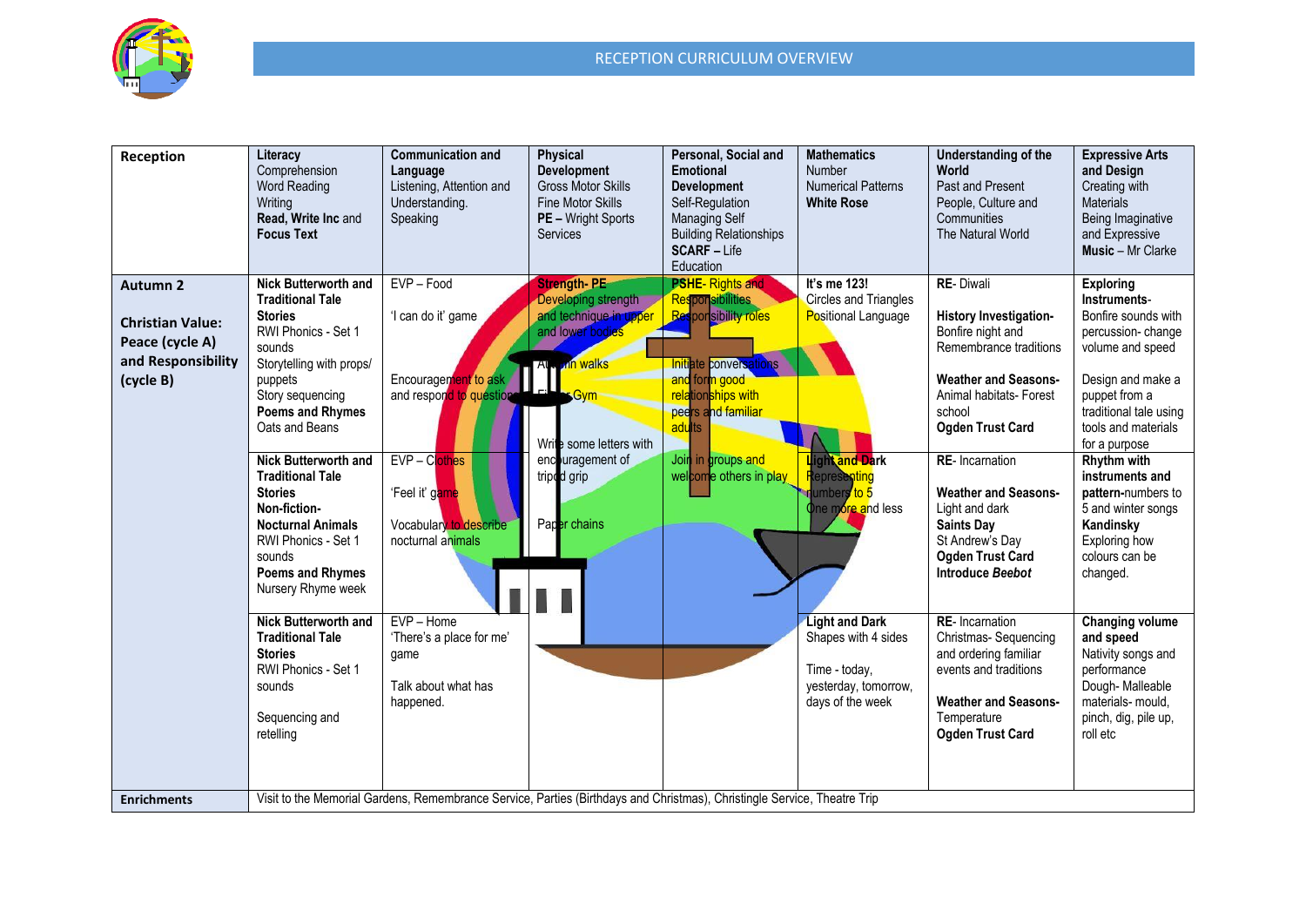# RECEPTION CURRICULUM OVERVIEW

| Reception | **Literacy** Comprehension Word Reading Writing **Read, Write Inc** and **Focus Text** | **Communication and Language** Listening, Attention and Understanding. Speaking | **Physical Development** Gross Motor Skills Fine Motor Skills **PE –** Wright Sports Services | **Personal, Social and Emotional Development** Self-Regulation Managing Self Building Relationships **SCARF –** Life Education | **Mathematics** Number Numerical Patterns **White Rose** | **Understanding of the World** Past and Present People, Culture and Communities The Natural World | **Expressive Arts and Design** Creating with Materials Being Imaginative and Expressive **Music** – Mr Clarke |
|---|---|---|---|---|---|---|---|
| **Autumn 2** **Christian Value: Peace (cycle A) and Responsibility (cycle B)** | **Nick Butterworth and Traditional Tale Stories** RWI Phonics - Set 1 sounds Storytelling with props/ puppets Story sequencing **Poems and Rhymes** Oats and Beans | EVP – Food 'I can do it' game Encouragement to ask and respond to questions | **Strength- PE** Developing strength and technique in upper and lower bodies Autumn walks Fitness Gym Write some letters with encouragement of tripod grip Paper chains | **PSHE**- Rights and Responsibilities Responsibility roles Initiate conversations and form good relationships with peers and familiar adults Join in groups and welcome others in play | **It's me 123!** Circles and Triangles Positional Language | **RE**- Diwali **History Investigation-** Bonfire night and Remembrance traditions **Weather and Seasons-** Animal habitats- Forest school **Ogden Trust Card** | **Exploring Instruments-** Bonfire sounds with percussion- change volume and speed Design and make a puppet from a traditional tale using tools and materials for a purpose |
| | **Nick Butterworth and Traditional Tale Stories** **Non-fiction- Nocturnal Animals** RWI Phonics - Set 1 sounds **Poems and Rhymes** Nursery Rhyme week | EVP – Clothes 'Feel it' game Vocabulary to describe nocturnal animals | | | **Light and Dark** Representing numbers to 5 One more and less | **RE**- Incarnation **Weather and Seasons-** Light and dark **Saints Day** St Andrew's Day **Ogden Trust Card** **Introduce *Beebot*** | **Rhythm with instruments and pattern-**numbers to 5 and winter songs **Kandinsky** Exploring how colours can be changed. |
| | **Nick Butterworth and Traditional Tale Stories** RWI Phonics - Set 1 sounds Sequencing and retelling | EVP – Home 'There's a place for me' game Talk about what has happened. | | | **Light and Dark** Shapes with 4 sides Time - today, yesterday, tomorrow, days of the week | **RE**- Incarnation Christmas- Sequencing and ordering familiar events and traditions **Weather and Seasons-** Temperature **Ogden Trust Card** | **Changing volume and speed** Nativity songs and performance Dough- Malleable materials- mould, pinch, dig, pile up, roll etc |
| **Enrichments** | Visit to the Memorial Gardens, Remembrance Service, Parties (Birthdays and Christmas), Christingle Service, Theatre Trip | | | | | | |